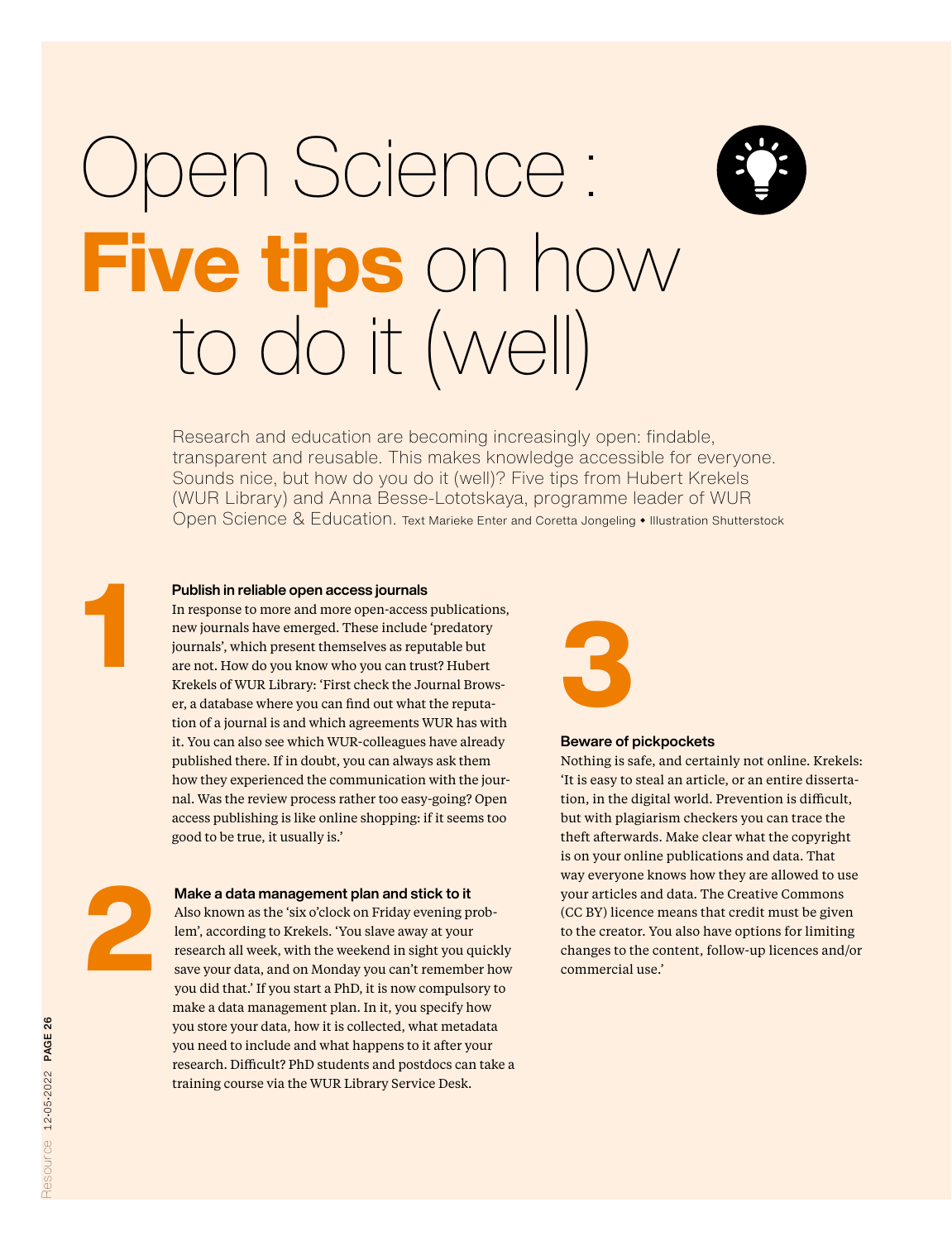# Open Science : **Five tips** on how to do it (well)

Research and education are becoming increasingly open: findable, transparent and reusable. This makes knowledge accessible for everyone. Sounds nice, but how do you do it (well)? Five tips from Hubert Krekels (WUR Library) and Anna Besse-Lototskaya, programme leader of WUR Open Science & Education. Text Marieke Enter and Coretta Jongeling • Illustration Shutterstock

## 1

**Publish in reliable open access journals**

In response to more and more open-access publications, new journals have emerged. These include 'predatory journals', which present themselves as reputable but are not. How do you know who you can trust? Hubert Krekels of WUR Library: 'First check the Journal Browser, a database where you can find out what the reputation of a journal is and which agreements WUR has with it. You can also see which WUR-colleagues have already published there. If in doubt, you can always ask them how they experienced the communication with the journal. Was the review process rather too easy-going? Open access publishing is like online shopping: if it seems too good to be true, it usually is.'

## 2

**Make a data management plan and stick to it**

Also known as the 'six o'clock on Friday evening problem', according to Krekels. 'You slave away at your research all week, with the weekend in sight you quickly save your data, and on Monday you can't remember how you did that.' If you start a PhD, it is now compulsory to make a data management plan. In it, you specify how you store your data, how it is collected, what metadata you need to include and what happens to it after your research. Difficult? PhD students and postdocs can take a training course via the WUR Library Service Desk.

## 3

**Beware of pickpockets**

Nothing is safe, and certainly not online. Krekels: 'It is easy to steal an article, or an entire dissertation, in the digital world. Prevention is difficult, but with plagiarism checkers you can trace the theft afterwards. Make clear what the copyright is on your online publications and data. That way everyone knows how they are allowed to use your articles and data. The Creative Commons (CC BY) licence means that credit must be given to the creator. You also have options for limiting changes to the content, follow-up licences and/or commercial use.'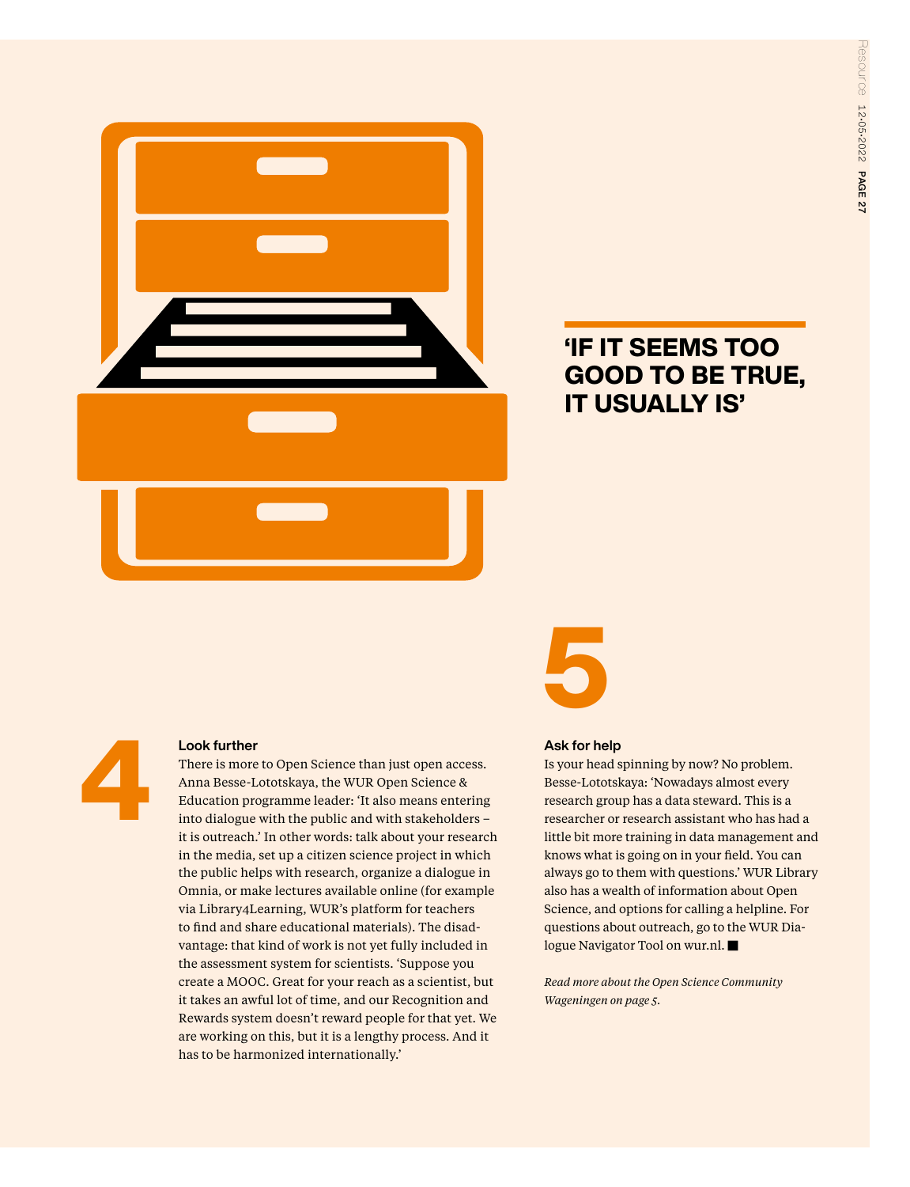## 'IF IT SEEMS TOO GOOD TO BE TRUE, IT USUALLY IS'

## 4

### Look further

There is more to Open Science than just open access. Anna Besse-Lototskaya, the WUR Open Science & Education programme leader: 'It also means entering into dialogue with the public and with stakeholders – it is outreach.' In other words: talk about your research in the media, set up a citizen science project in which the public helps with research, organize a dialogue in Omnia, or make lectures available online (for example via Library4Learning, WUR's platform for teachers to find and share educational materials). The disadvantage: that kind of work is not yet fully included in the assessment system for scientists. 'Suppose you create a MOOC. Great for your reach as a scientist, but it takes an awful lot of time, and our Recognition and Rewards system doesn't reward people for that yet. We are working on this, but it is a lengthy process. And it has to be harmonized internationally.'

## 5

### Ask for help

Is your head spinning by now? No problem. Besse-Lototskaya: 'Nowadays almost every research group has a data steward. This is a researcher or research assistant who has had a little bit more training in data management and knows what is going on in your field. You can always go to them with questions.' WUR Library also has a wealth of information about Open Science, and options for calling a helpline. For questions about outreach, go to the WUR Dialogue Navigator Tool on wur.nl. ■

*Read more about the Open Science Community Wageningen on page 5.*